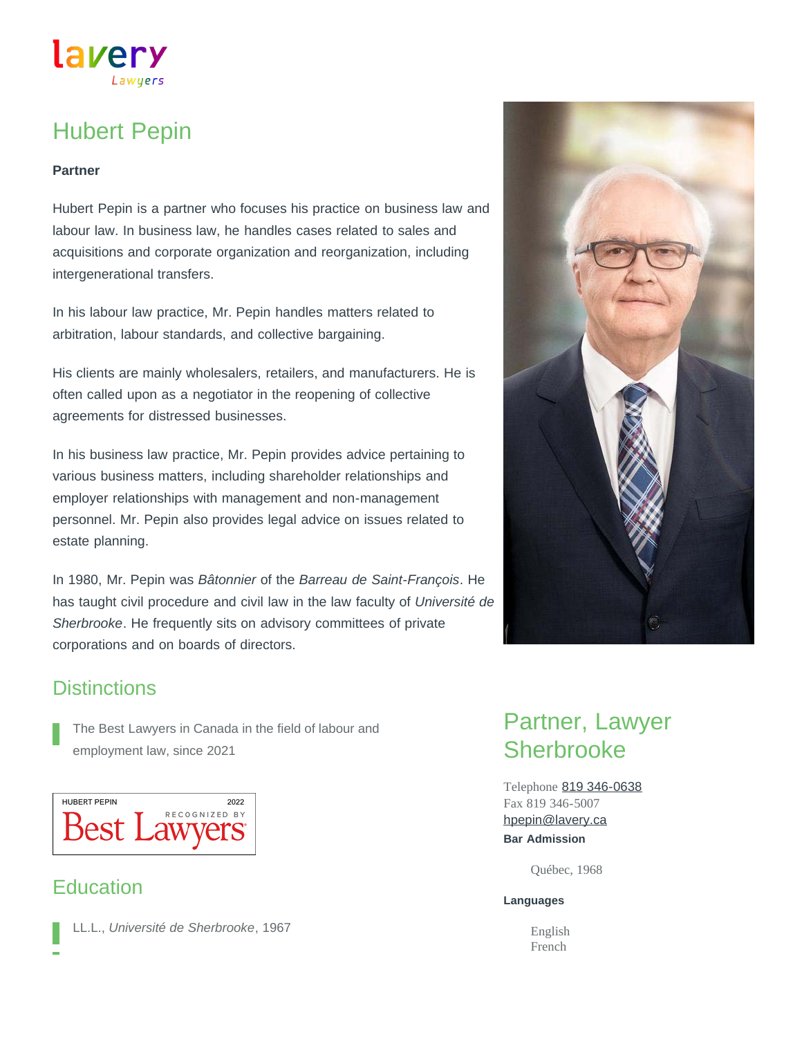# Hubert Pepin

**Partner**

Hubert Pepin is a partner who focuses his practice on business law and labour law. In business law, he handles cases related to sales and acquisitions and corporate organization and reorganization, including intergenerational transfers.

In his labour law practice, Mr. Pepin handles matters related to arbitration, labour standards, and collective bargaining.

His clients are mainly wholesalers, retailers, and manufacturers. He is often called upon as a negotiator in the reopening of collective agreements for distressed businesses.

In his business law practice, Mr. Pepin provides advice pertaining to various business matters, including shareholder relationships and employer relationships with management and non-management personnel. Mr. Pepin also provides legal advice on issues related to estate planning.

In 1980, Mr. Pepin was *Bâtonnier* of the *Barreau de Saint-François*. He has taught civil procedure and civil law in the law faculty of *Université de Sherbrooke*. He frequently sits on advisory committees of private corporations and on boards of directors.

## Distinctions

- The Best Lawyers in Canada in the field of labour and employment law, since 2021

HUBERT PEPIN 2022 RECOGNIZED BY Best Lawyers

## Education

- LL.L., *Université de Sherbrooke*, 1967

## Partner, Lawyer Sherbrooke

Telephone 819 346-0638
Fax 819 346-5007
hpepin@lavery.ca

**Bar Admission**

Québec, 1968

**Languages**

English
French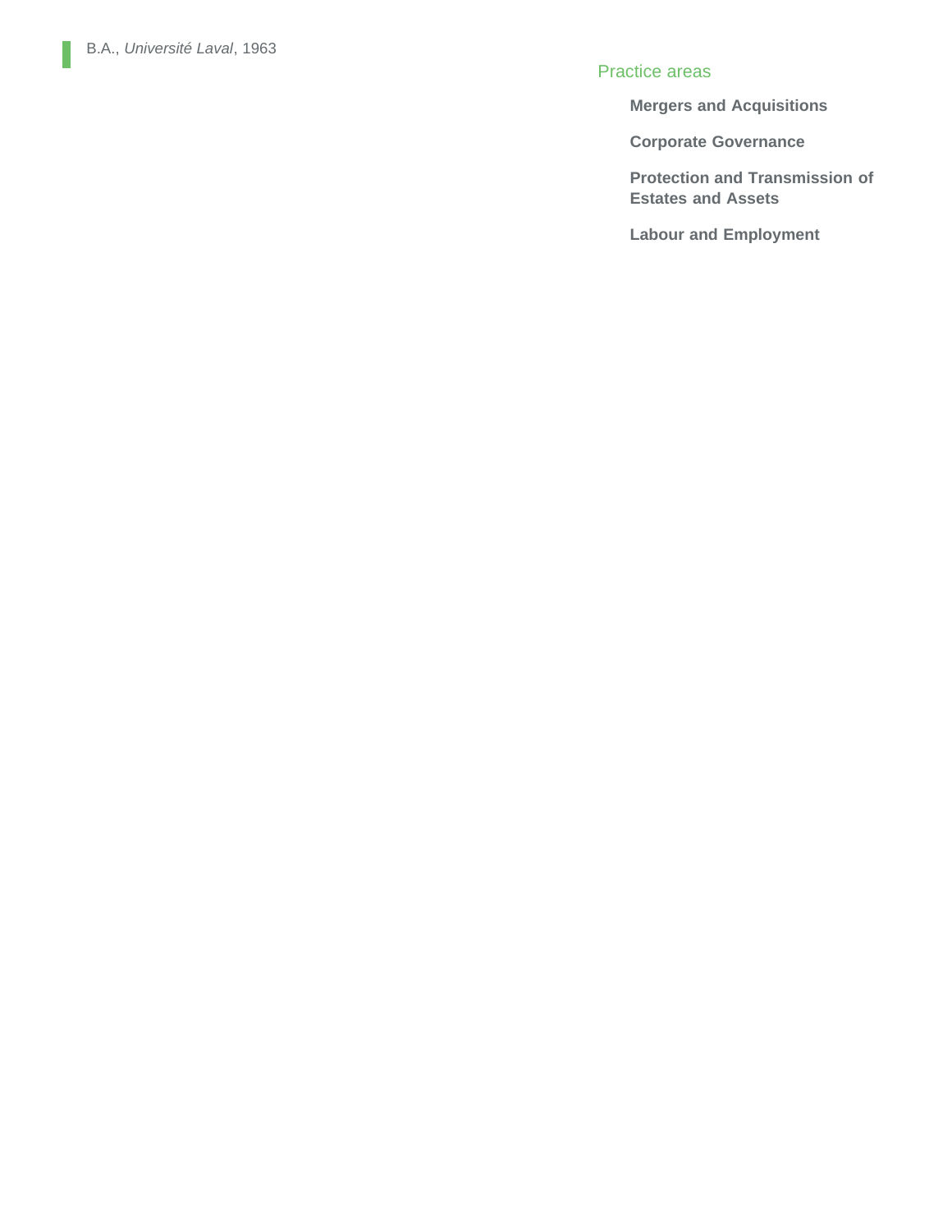B.A., *Université Laval*, 1963

## Practice areas

- **Mergers and Acquisitions**
- **Corporate Governance**
- **Protection and Transmission of Estates and Assets**
- **Labour and Employment**